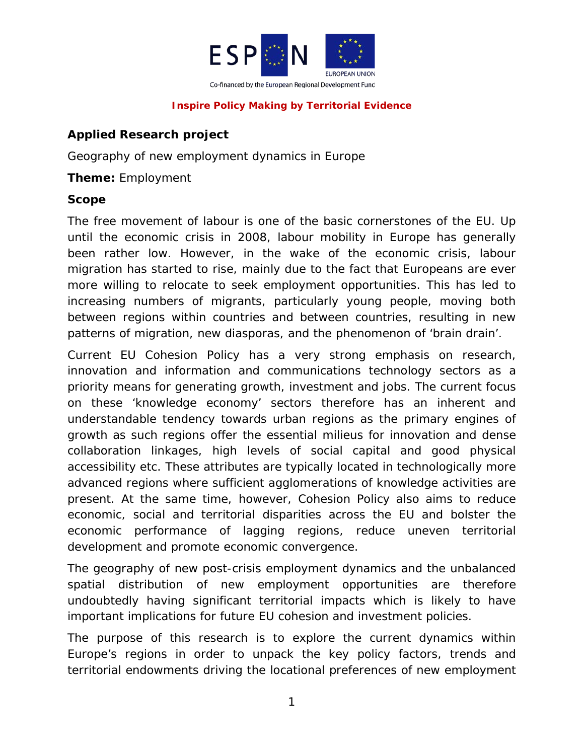ESPON

EUROPEAN UNION

Co-financed by the European Regional Development Fund

**Inspire Policy Making by Territorial Evidence**

## Applied Research project

Geography of new employment dynamics in Europe

**Theme:** Employment

**Scope**

The free movement of labour is one of the basic cornerstones of the EU. Up until the economic crisis in 2008, labour mobility in Europe has generally been rather low. However, in the wake of the economic crisis, labour migration has started to rise, mainly due to the fact that Europeans are ever more willing to relocate to seek employment opportunities. This has led to increasing numbers of migrants, particularly young people, moving both between regions within countries and between countries, resulting in new patterns of migration, new diasporas, and the phenomenon of 'brain drain'.

Current EU Cohesion Policy has a very strong emphasis on research, innovation and information and communications technology sectors as a priority means for generating growth, investment and jobs. The current focus on these 'knowledge economy' sectors therefore has an inherent and understandable tendency towards urban regions as the primary engines of growth as such regions offer the essential milieus for innovation and dense collaboration linkages, high levels of social capital and good physical accessibility etc. These attributes are typically located in technologically more advanced regions where sufficient agglomerations of knowledge activities are present. At the same time, however, Cohesion Policy also aims to reduce economic, social and territorial disparities across the EU and bolster the economic performance of lagging regions, reduce uneven territorial development and promote economic convergence.

The geography of new post-crisis employment dynamics and the unbalanced spatial distribution of new employment opportunities are therefore undoubtedly having significant territorial impacts which is likely to have important implications for future EU cohesion and investment policies.

The purpose of this research is to explore the current dynamics within Europe's regions in order to unpack the key policy factors, trends and territorial endowments driving the locational preferences of new employment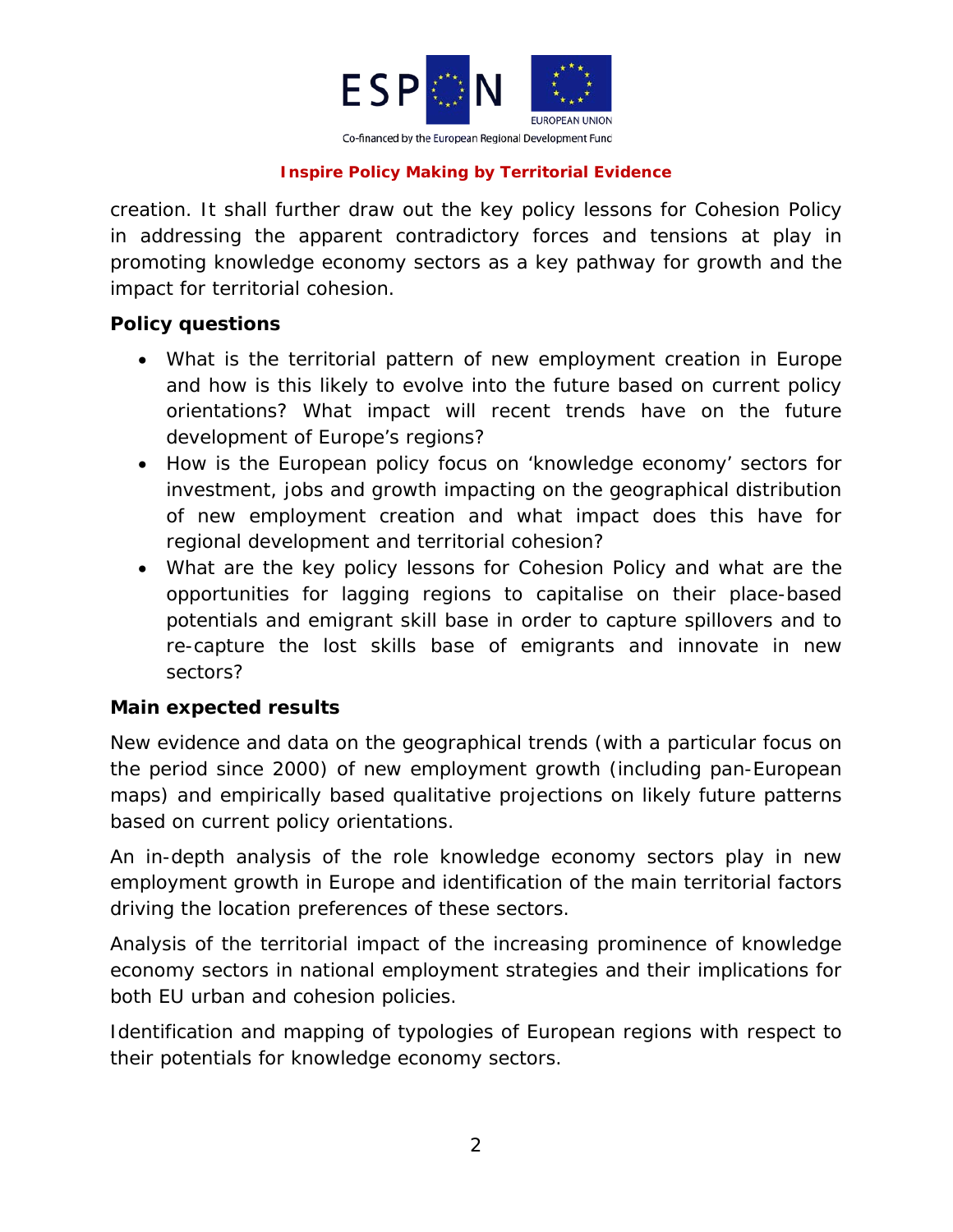creation. It shall further draw out the key policy lessons for Cohesion Policy in addressing the apparent contradictory forces and tensions at play in promoting knowledge economy sectors as a key pathway for growth and the impact for territorial cohesion.

**Policy questions**

- What is the territorial pattern of new employment creation in Europe and how is this likely to evolve into the future based on current policy orientations? What impact will recent trends have on the future development of Europe's regions?
- How is the European policy focus on 'knowledge economy' sectors for investment, jobs and growth impacting on the geographical distribution of new employment creation and what impact does this have for regional development and territorial cohesion?
- What are the key policy lessons for Cohesion Policy and what are the opportunities for lagging regions to capitalise on their place-based potentials and emigrant skill base in order to capture spillovers and to re-capture the lost skills base of emigrants and innovate in new sectors?

**Main expected results**

New evidence and data on the geographical trends (with a particular focus on the period since 2000) of new employment growth (including pan-European maps) and empirically based qualitative projections on likely future patterns based on current policy orientations.

An in-depth analysis of the role knowledge economy sectors play in new employment growth in Europe and identification of the main territorial factors driving the location preferences of these sectors.

Analysis of the territorial impact of the increasing prominence of knowledge economy sectors in national employment strategies and their implications for both EU urban and cohesion policies.

Identification and mapping of typologies of European regions with respect to their potentials for knowledge economy sectors.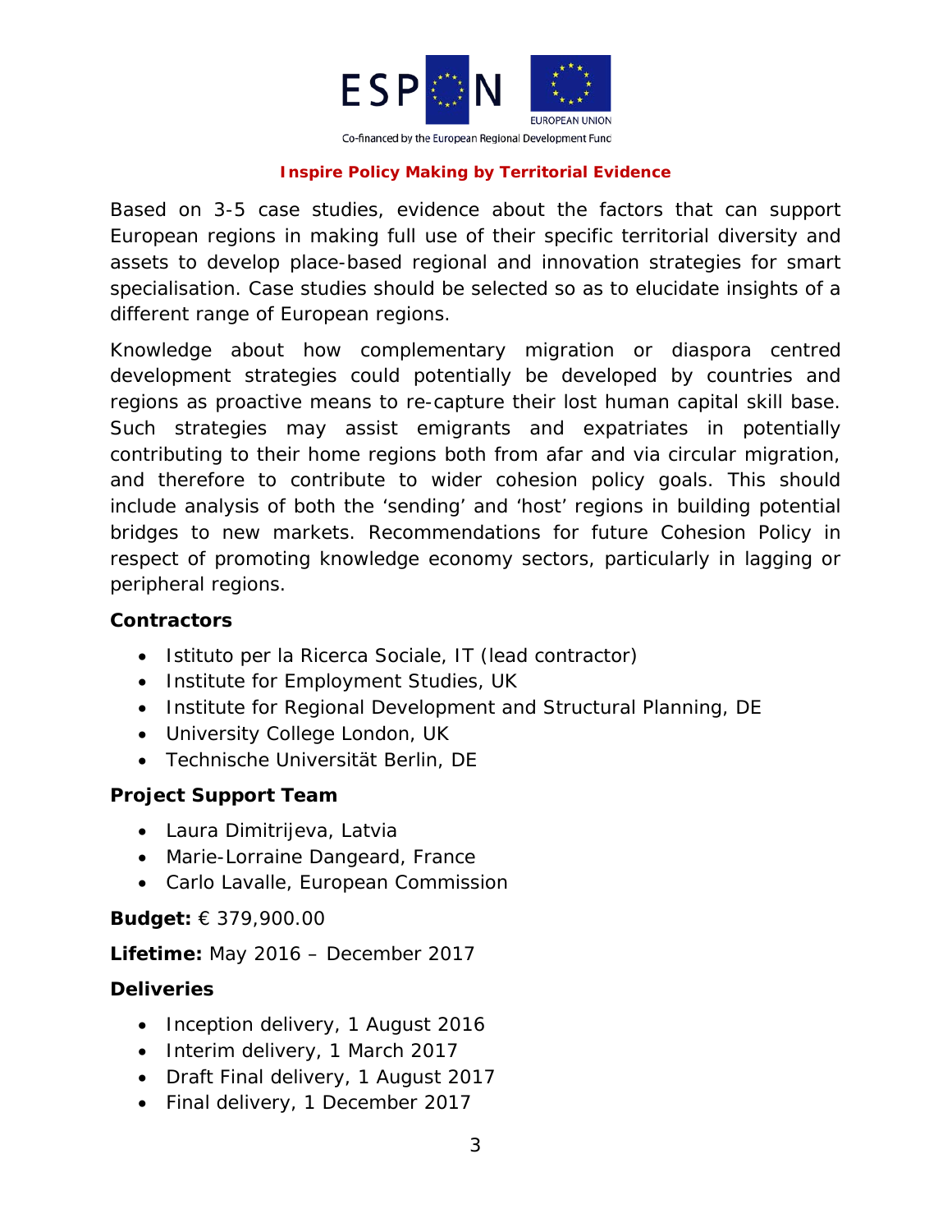Based on 3-5 case studies, evidence about the factors that can support European regions in making full use of their specific territorial diversity and assets to develop place-based regional and innovation strategies for smart specialisation. Case studies should be selected so as to elucidate insights of a different range of European regions.

Knowledge about how complementary migration or diaspora centred development strategies could potentially be developed by countries and regions as proactive means to re-capture their lost human capital skill base. Such strategies may assist emigrants and expatriates in potentially contributing to their home regions both from afar and via circular migration, and therefore to contribute to wider cohesion policy goals. This should include analysis of both the 'sending' and 'host' regions in building potential bridges to new markets. Recommendations for future Cohesion Policy in respect of promoting knowledge economy sectors, particularly in lagging or peripheral regions.

### Contractors

- Istituto per la Ricerca Sociale, IT (lead contractor)
- Institute for Employment Studies, UK
- Institute for Regional Development and Structural Planning, DE
- University College London, UK
- Technische Universität Berlin, DE

### Project Support Team

- Laura Dimitrijeva, Latvia
- Marie-Lorraine Dangeard, France
- Carlo Lavalle, European Commission

**Budget:** € 379,900.00

**Lifetime:** May 2016 – December 2017

### Deliveries

- Inception delivery, 1 August 2016
- Interim delivery, 1 March 2017
- Draft Final delivery, 1 August 2017
- Final delivery, 1 December 2017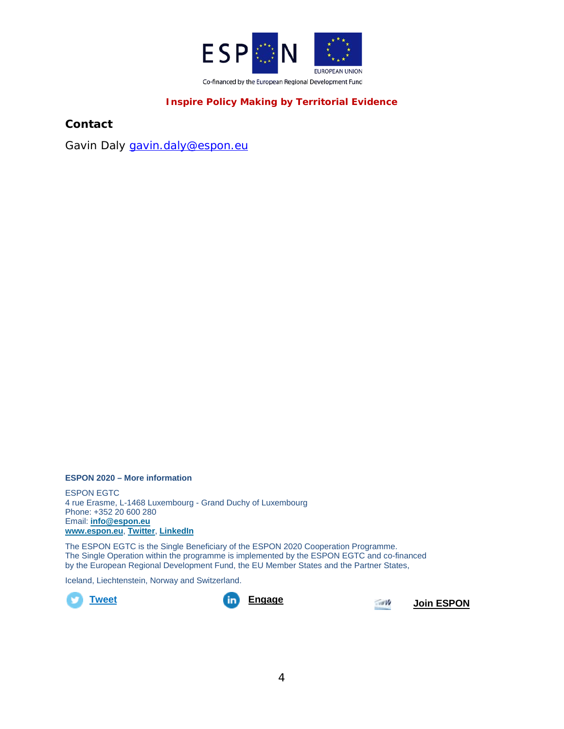**Inspire Policy Making by Territorial Evidence**

## Contact

Gavin Daly gavin.daly@espon.eu

**ESPON 2020 – More information**

ESPON EGTC
4 rue Erasme, L-1468 Luxembourg - Grand Duchy of Luxembourg
Phone: +352 20 600 280
Email: **info@espon.eu**
**www.espon.eu**, **Twitter**, **LinkedIn**

The ESPON EGTC is the Single Beneficiary of the ESPON 2020 Cooperation Programme. The Single Operation within the programme is implemented by the ESPON EGTC and co-financed by the European Regional Development Fund, the EU Member States and the Partner States,

Iceland, Liechtenstein, Norway and Switzerland.

**Tweet** **Engage** **Join ESPON**